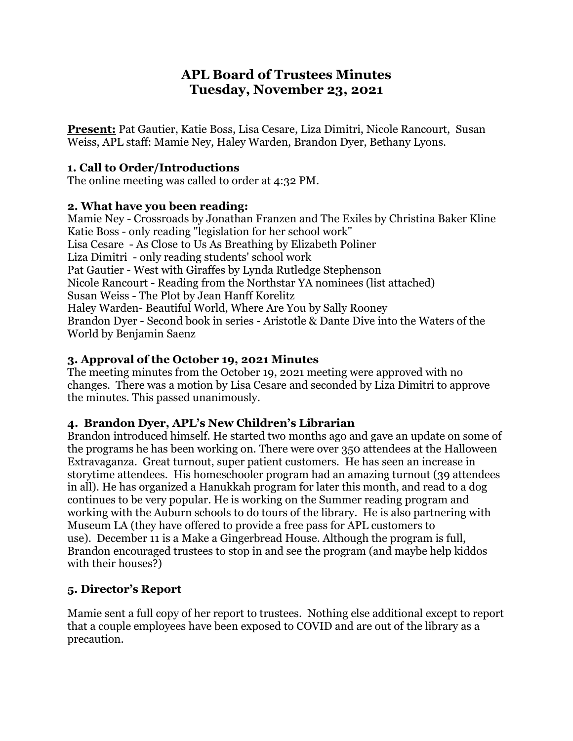# APL Board of Trustees Minutes
# Tuesday, November 23, 2021

**Present:** Pat Gautier, Katie Boss, Lisa Cesare, Liza Dimitri, Nicole Rancourt, Susan Weiss, APL staff: Mamie Ney, Haley Warden, Brandon Dyer, Bethany Lyons.

### 1. Call to Order/Introductions

The online meeting was called to order at 4:32 PM.

### 2. What have you been reading:

Mamie Ney - Crossroads by Jonathan Franzen and The Exiles by Christina Baker Kline
Katie Boss - only reading "legislation for her school work"
Lisa Cesare - As Close to Us As Breathing by Elizabeth Poliner
Liza Dimitri - only reading students' school work
Pat Gautier - West with Giraffes by Lynda Rutledge Stephenson
Nicole Rancourt - Reading from the Northstar YA nominees (list attached)
Susan Weiss - The Plot by Jean Hanff Korelitz
Haley Warden- Beautiful World, Where Are You by Sally Rooney
Brandon Dyer - Second book in series - Aristotle & Dante Dive into the Waters of the World by Benjamin Saenz

### 3. Approval of the October 19, 2021 Minutes

The meeting minutes from the October 19, 2021 meeting were approved with no changes. There was a motion by Lisa Cesare and seconded by Liza Dimitri to approve the minutes. This passed unanimously.

### 4. Brandon Dyer, APL's New Children's Librarian

Brandon introduced himself. He started two months ago and gave an update on some of the programs he has been working on. There were over 350 attendees at the Halloween Extravaganza. Great turnout, super patient customers. He has seen an increase in storytime attendees. His homeschooler program had an amazing turnout (39 attendees in all). He has organized a Hanukkah program for later this month, and read to a dog continues to be very popular. He is working on the Summer reading program and working with the Auburn schools to do tours of the library. He is also partnering with Museum LA (they have offered to provide a free pass for APL customers to use). December 11 is a Make a Gingerbread House. Although the program is full, Brandon encouraged trustees to stop in and see the program (and maybe help kiddos with their houses?)

### 5. Director's Report

Mamie sent a full copy of her report to trustees. Nothing else additional except to report that a couple employees have been exposed to COVID and are out of the library as a precaution.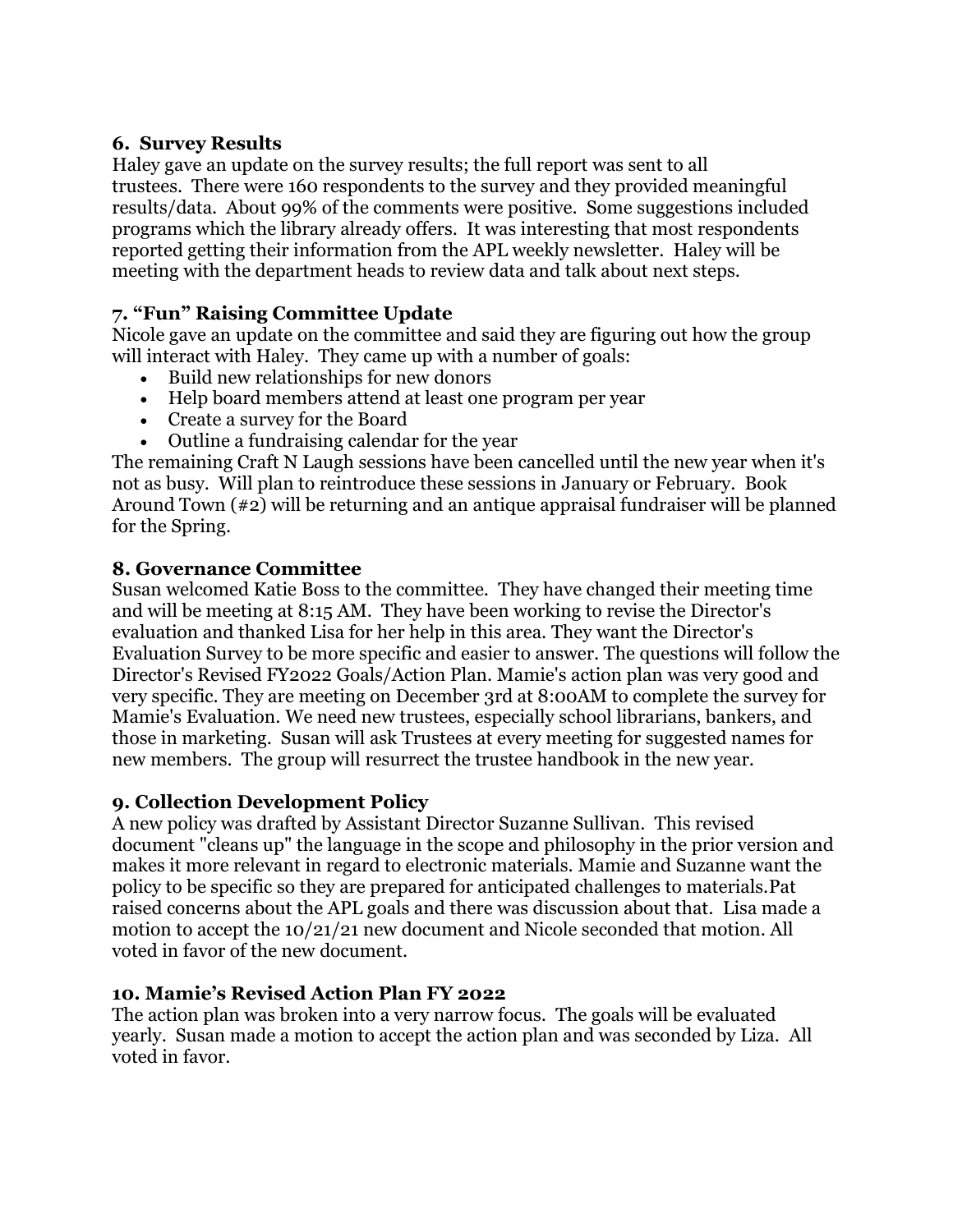### 6. Survey Results

Haley gave an update on the survey results; the full report was sent to all trustees. There were 160 respondents to the survey and they provided meaningful results/data. About 99% of the comments were positive. Some suggestions included programs which the library already offers. It was interesting that most respondents reported getting their information from the APL weekly newsletter. Haley will be meeting with the department heads to review data and talk about next steps.

### 7. "Fun" Raising Committee Update

Nicole gave an update on the committee and said they are figuring out how the group will interact with Haley. They came up with a number of goals:

- Build new relationships for new donors
- Help board members attend at least one program per year
- Create a survey for the Board
- Outline a fundraising calendar for the year

The remaining Craft N Laugh sessions have been cancelled until the new year when it's not as busy. Will plan to reintroduce these sessions in January or February. Book Around Town (#2) will be returning and an antique appraisal fundraiser will be planned for the Spring.

### 8. Governance Committee

Susan welcomed Katie Boss to the committee. They have changed their meeting time and will be meeting at 8:15 AM. They have been working to revise the Director's evaluation and thanked Lisa for her help in this area. They want the Director's Evaluation Survey to be more specific and easier to answer. The questions will follow the Director's Revised FY2022 Goals/Action Plan. Mamie's action plan was very good and very specific. They are meeting on December 3rd at 8:00AM to complete the survey for Mamie's Evaluation. We need new trustees, especially school librarians, bankers, and those in marketing. Susan will ask Trustees at every meeting for suggested names for new members. The group will resurrect the trustee handbook in the new year.

### 9. Collection Development Policy

A new policy was drafted by Assistant Director Suzanne Sullivan. This revised document "cleans up" the language in the scope and philosophy in the prior version and makes it more relevant in regard to electronic materials. Mamie and Suzanne want the policy to be specific so they are prepared for anticipated challenges to materials.Pat raised concerns about the APL goals and there was discussion about that. Lisa made a motion to accept the 10/21/21 new document and Nicole seconded that motion. All voted in favor of the new document.

### 10. Mamie's Revised Action Plan FY 2022

The action plan was broken into a very narrow focus. The goals will be evaluated yearly. Susan made a motion to accept the action plan and was seconded by Liza. All voted in favor.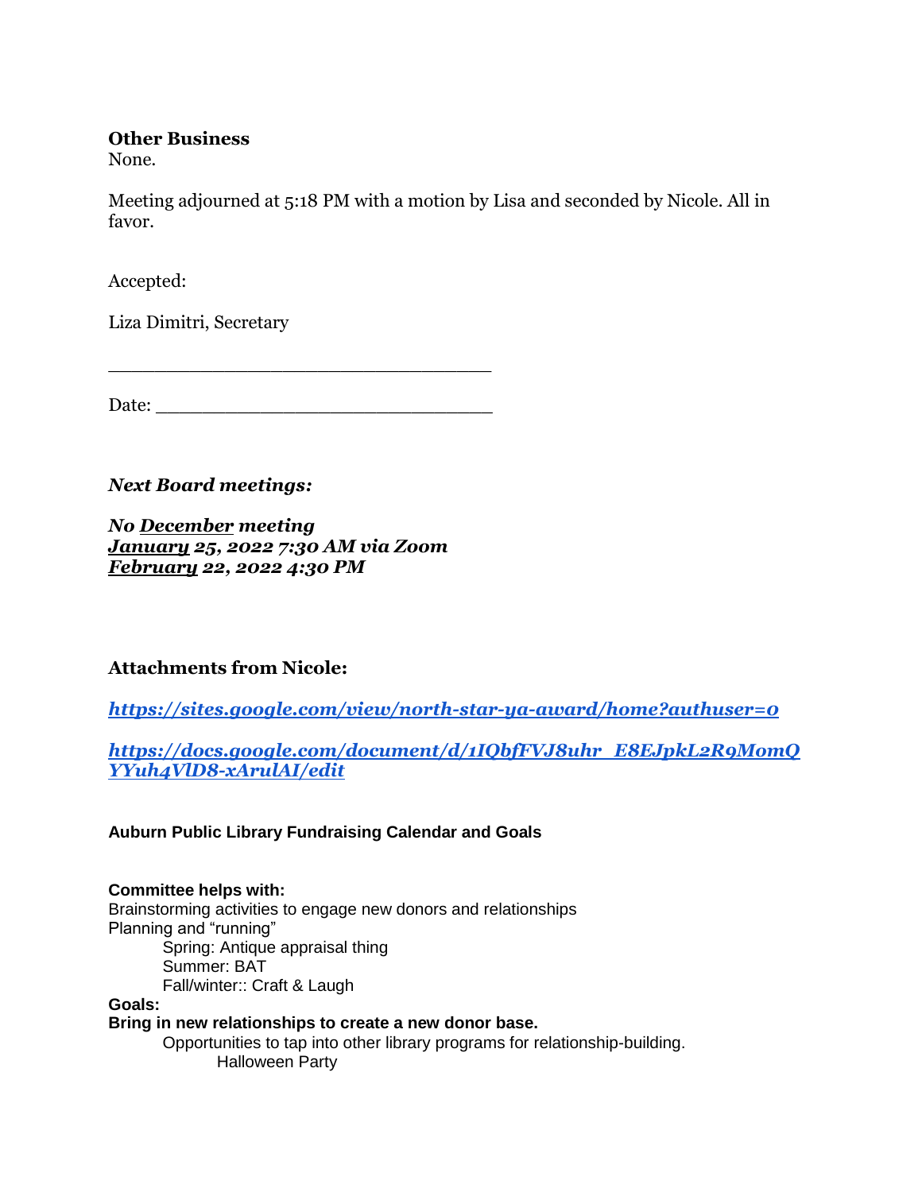**Other Business**
None.

Meeting adjourned at 5:18 PM with a motion by Lisa and seconded by Nicole. All in favor.

Accepted:

Liza Dimitri, Secretary

___________________________________

Date: _______________________________

***Next Board meetings:***

***No December meeting***
***January 25, 2022 7:30 AM via Zoom***
***February 22, 2022 4:30 PM***

**Attachments from Nicole:**

***https://sites.google.com/view/north-star-ya-award/home?authuser=0***

***https://docs.google.com/document/d/1IQbfFVJ8uhr_E8EJpkL2R9MomQYYuh4VlD8-xArulAI/edit***

**Auburn Public Library Fundraising Calendar and Goals**

**Committee helps with:**
Brainstorming activities to engage new donors and relationships
Planning and "running"
- Spring: Antique appraisal thing
- Summer: BAT
- Fall/winter:: Craft & Laugh

**Goals:**
**Bring in new relationships to create a new donor base.**
- Opportunities to tap into other library programs for relationship-building.
  - Halloween Party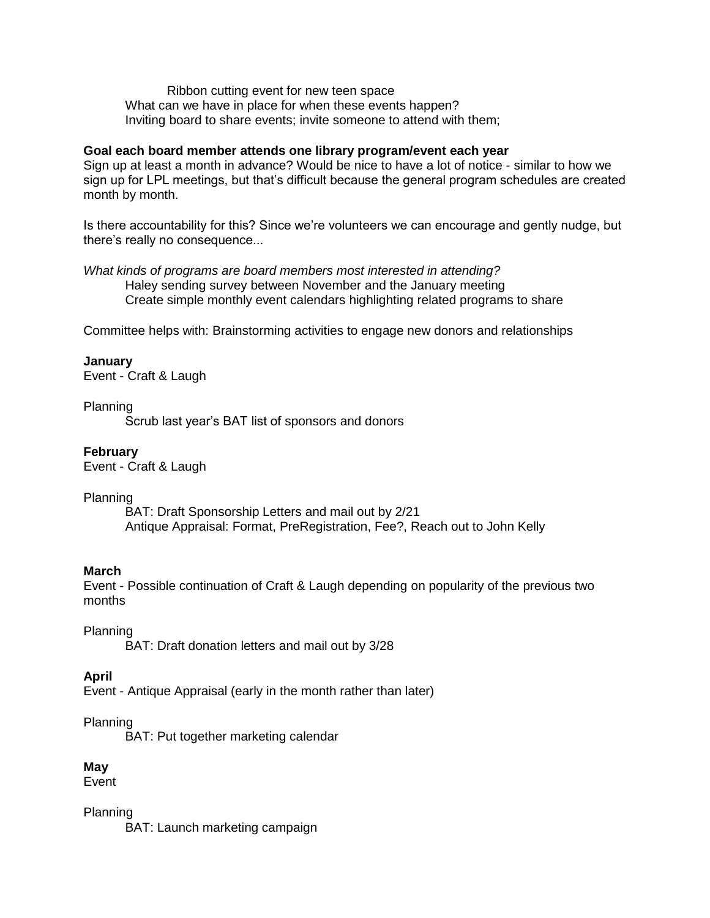Ribbon cutting event for new teen space

What can we have in place for when these events happen?

Inviting board to share events; invite someone to attend with them;

**Goal each board member attends one library program/event each year**

Sign up at least a month in advance? Would be nice to have a lot of notice - similar to how we sign up for LPL meetings, but that's difficult because the general program schedules are created month by month.

Is there accountability for this? Since we're volunteers we can encourage and gently nudge, but there's really no consequence...

*What kinds of programs are board members most interested in attending?*

Haley sending survey between November and the January meeting

Create simple monthly event calendars highlighting related programs to share

Committee helps with: Brainstorming activities to engage new donors and relationships

**January**

Event - Craft & Laugh

Planning

Scrub last year's BAT list of sponsors and donors

**February**

Event - Craft & Laugh

Planning

BAT: Draft Sponsorship Letters and mail out by 2/21

Antique Appraisal: Format, PreRegistration, Fee?, Reach out to John Kelly

**March**

Event - Possible continuation of Craft & Laugh depending on popularity of the previous two months

Planning

BAT: Draft donation letters and mail out by 3/28

**April**

Event - Antique Appraisal (early in the month rather than later)

Planning

BAT: Put together marketing calendar

**May**

Event

Planning

BAT: Launch marketing campaign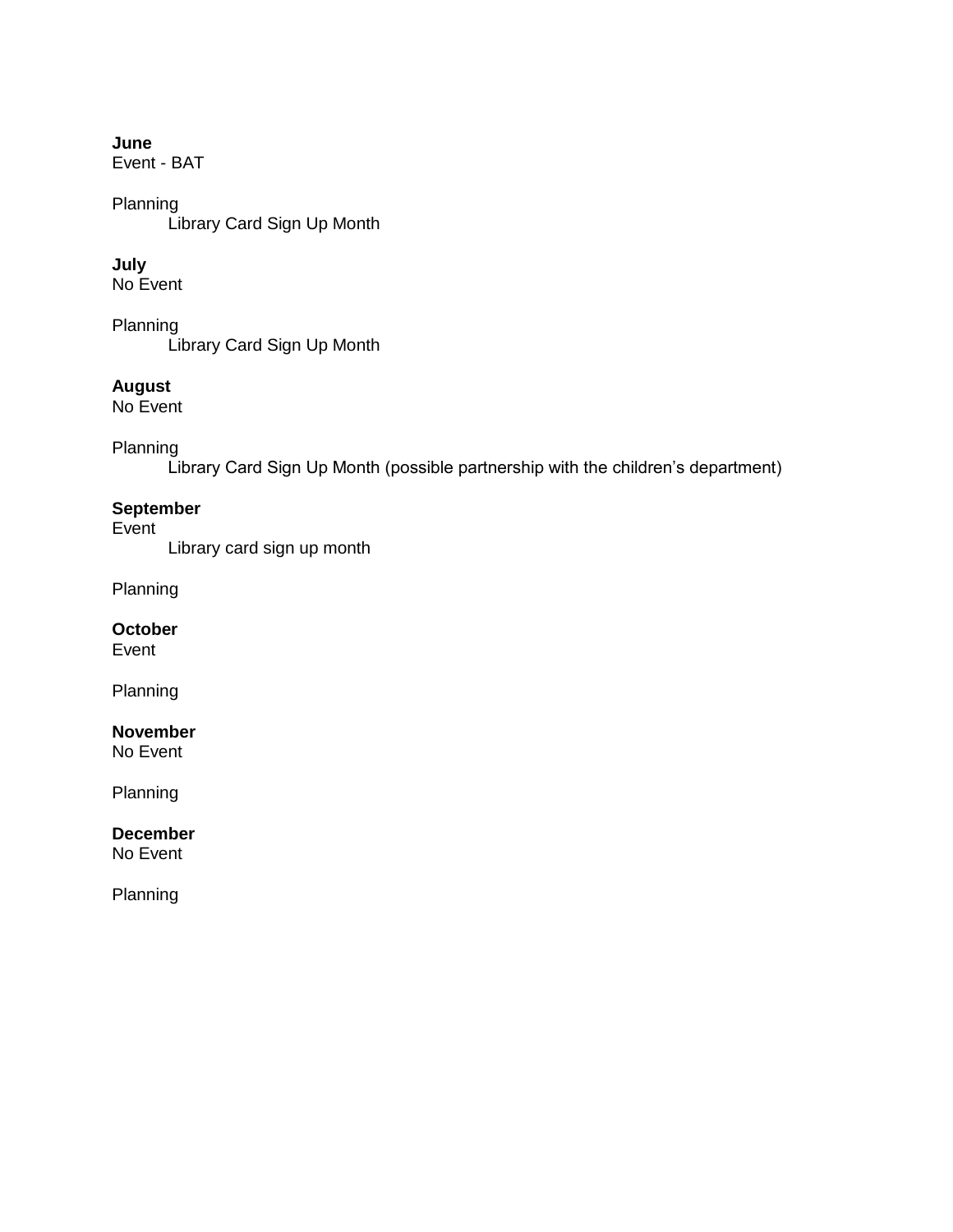**June**
Event - BAT

Planning
- Library Card Sign Up Month

**July**
No Event

Planning
- Library Card Sign Up Month

**August**
No Event

Planning
- Library Card Sign Up Month (possible partnership with the children's department)

**September**
Event
- Library card sign up month

Planning

**October**
Event

Planning

**November**
No Event

Planning

**December**
No Event

Planning